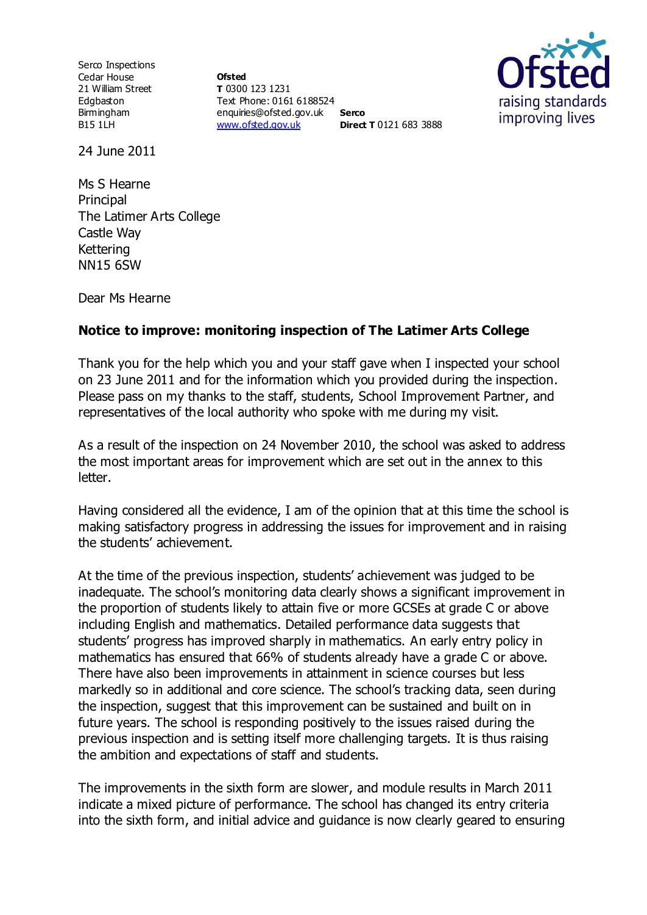Serco Inspections
Cedar House
21 William Street
Edgbaston
Birmingham
B15 1LH

**Ofsted**
**T** 0300 123 1231
Text Phone: 0161 6188524
enquiries@ofsted.gov.uk
www.ofsted.gov.uk

**Serco**
**Direct T** 0121 683 3888

24 June 2011

Ms S Hearne
Principal
The Latimer Arts College
Castle Way
Kettering
NN15 6SW

Dear Ms Hearne

**Notice to improve: monitoring inspection of The Latimer Arts College**

Thank you for the help which you and your staff gave when I inspected your school on 23 June 2011 and for the information which you provided during the inspection. Please pass on my thanks to the staff, students, School Improvement Partner, and representatives of the local authority who spoke with me during my visit.

As a result of the inspection on 24 November 2010, the school was asked to address the most important areas for improvement which are set out in the annex to this letter.

Having considered all the evidence, I am of the opinion that at this time the school is making satisfactory progress in addressing the issues for improvement and in raising the students' achievement.

At the time of the previous inspection, students' achievement was judged to be inadequate. The school's monitoring data clearly shows a significant improvement in the proportion of students likely to attain five or more GCSEs at grade C or above including English and mathematics. Detailed performance data suggests that students' progress has improved sharply in mathematics. An early entry policy in mathematics has ensured that 66% of students already have a grade C or above. There have also been improvements in attainment in science courses but less markedly so in additional and core science. The school's tracking data, seen during the inspection, suggest that this improvement can be sustained and built on in future years. The school is responding positively to the issues raised during the previous inspection and is setting itself more challenging targets. It is thus raising the ambition and expectations of staff and students.

The improvements in the sixth form are slower, and module results in March 2011 indicate a mixed picture of performance. The school has changed its entry criteria into the sixth form, and initial advice and guidance is now clearly geared to ensuring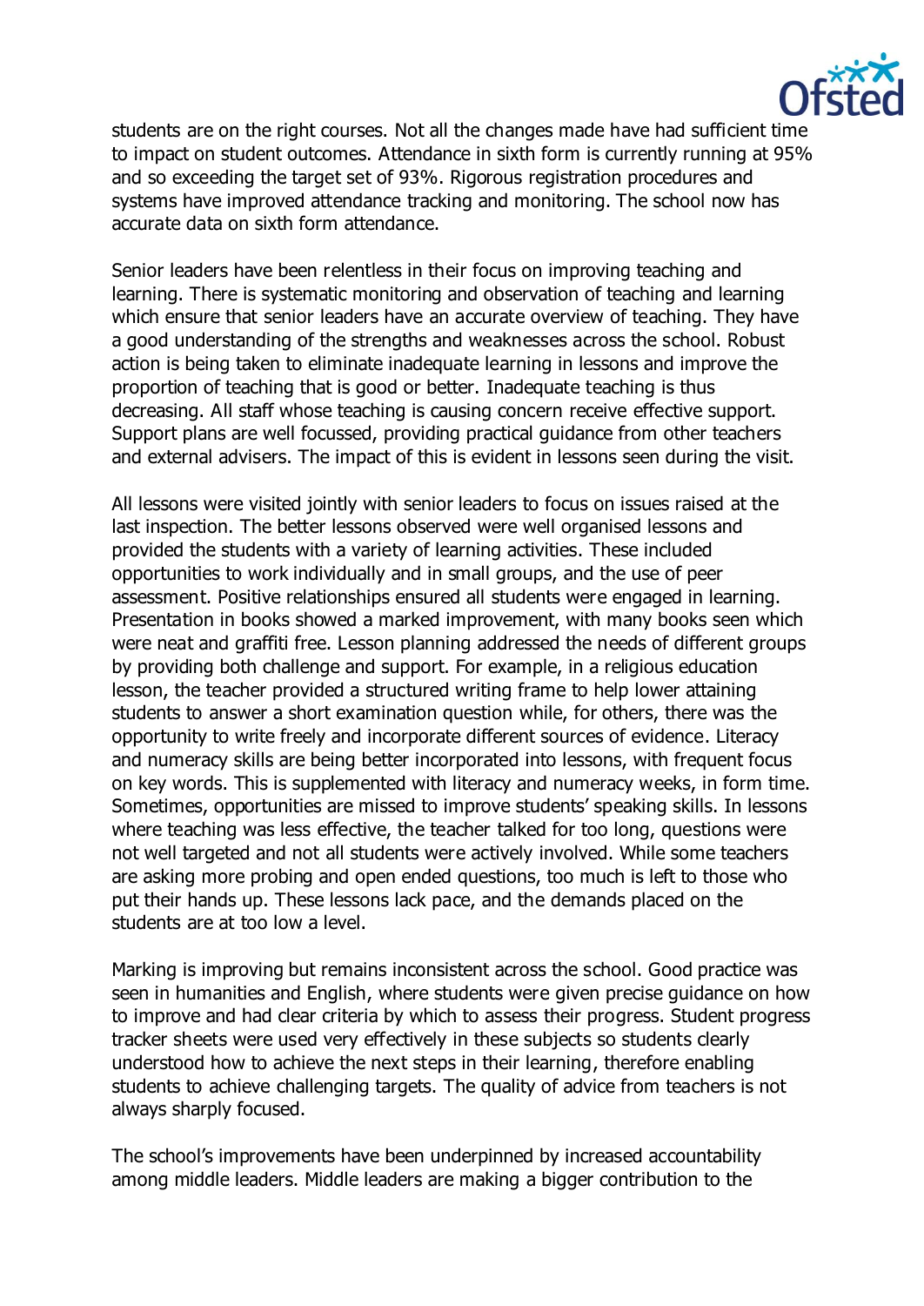students are on the right courses. Not all the changes made have had sufficient time to impact on student outcomes. Attendance in sixth form is currently running at 95% and so exceeding the target set of 93%. Rigorous registration procedures and systems have improved attendance tracking and monitoring. The school now has accurate data on sixth form attendance.

Senior leaders have been relentless in their focus on improving teaching and learning. There is systematic monitoring and observation of teaching and learning which ensure that senior leaders have an accurate overview of teaching. They have a good understanding of the strengths and weaknesses across the school. Robust action is being taken to eliminate inadequate learning in lessons and improve the proportion of teaching that is good or better. Inadequate teaching is thus decreasing. All staff whose teaching is causing concern receive effective support. Support plans are well focussed, providing practical guidance from other teachers and external advisers. The impact of this is evident in lessons seen during the visit.

All lessons were visited jointly with senior leaders to focus on issues raised at the last inspection. The better lessons observed were well organised lessons and provided the students with a variety of learning activities. These included opportunities to work individually and in small groups, and the use of peer assessment. Positive relationships ensured all students were engaged in learning. Presentation in books showed a marked improvement, with many books seen which were neat and graffiti free. Lesson planning addressed the needs of different groups by providing both challenge and support. For example, in a religious education lesson, the teacher provided a structured writing frame to help lower attaining students to answer a short examination question while, for others, there was the opportunity to write freely and incorporate different sources of evidence. Literacy and numeracy skills are being better incorporated into lessons, with frequent focus on key words. This is supplemented with literacy and numeracy weeks, in form time. Sometimes, opportunities are missed to improve students' speaking skills. In lessons where teaching was less effective, the teacher talked for too long, questions were not well targeted and not all students were actively involved. While some teachers are asking more probing and open ended questions, too much is left to those who put their hands up. These lessons lack pace, and the demands placed on the students are at too low a level.

Marking is improving but remains inconsistent across the school. Good practice was seen in humanities and English, where students were given precise guidance on how to improve and had clear criteria by which to assess their progress. Student progress tracker sheets were used very effectively in these subjects so students clearly understood how to achieve the next steps in their learning, therefore enabling students to achieve challenging targets. The quality of advice from teachers is not always sharply focused.

The school's improvements have been underpinned by increased accountability among middle leaders. Middle leaders are making a bigger contribution to the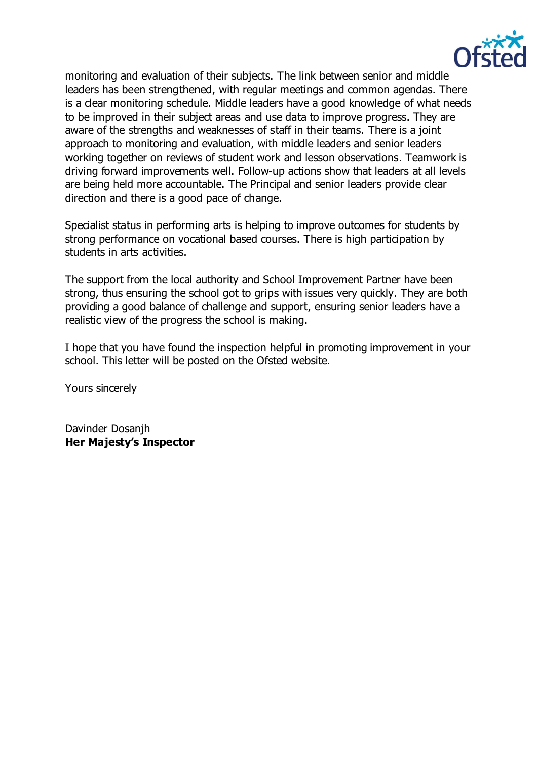monitoring and evaluation of their subjects. The link between senior and middle leaders has been strengthened, with regular meetings and common agendas. There is a clear monitoring schedule. Middle leaders have a good knowledge of what needs to be improved in their subject areas and use data to improve progress. They are aware of the strengths and weaknesses of staff in their teams. There is a joint approach to monitoring and evaluation, with middle leaders and senior leaders working together on reviews of student work and lesson observations. Teamwork is driving forward improvements well. Follow-up actions show that leaders at all levels are being held more accountable. The Principal and senior leaders provide clear direction and there is a good pace of change.

Specialist status in performing arts is helping to improve outcomes for students by strong performance on vocational based courses. There is high participation by students in arts activities.

The support from the local authority and School Improvement Partner have been strong, thus ensuring the school got to grips with issues very quickly. They are both providing a good balance of challenge and support, ensuring senior leaders have a realistic view of the progress the school is making.

I hope that you have found the inspection helpful in promoting improvement in your school. This letter will be posted on the Ofsted website.

Yours sincerely

Davinder Dosanjh
**Her Majesty's Inspector**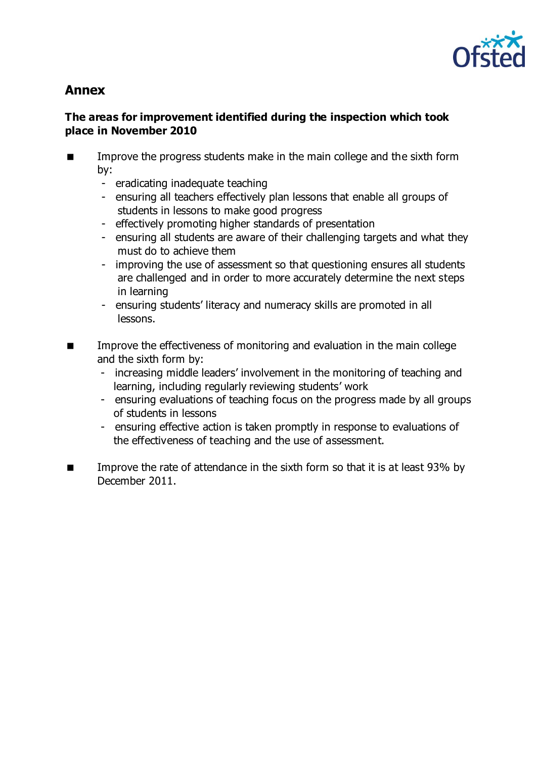## Annex

**The areas for improvement identified during the inspection which took place in November 2010**

- Improve the progress students make in the main college and the sixth form by:
  - eradicating inadequate teaching
  - ensuring all teachers effectively plan lessons that enable all groups of students in lessons to make good progress
  - effectively promoting higher standards of presentation
  - ensuring all students are aware of their challenging targets and what they must do to achieve them
  - improving the use of assessment so that questioning ensures all students are challenged and in order to more accurately determine the next steps in learning
  - ensuring students' literacy and numeracy skills are promoted in all lessons.

- Improve the effectiveness of monitoring and evaluation in the main college and the sixth form by:
  - increasing middle leaders' involvement in the monitoring of teaching and learning, including regularly reviewing students' work
  - ensuring evaluations of teaching focus on the progress made by all groups of students in lessons
  - ensuring effective action is taken promptly in response to evaluations of the effectiveness of teaching and the use of assessment.

- Improve the rate of attendance in the sixth form so that it is at least 93% by December 2011.